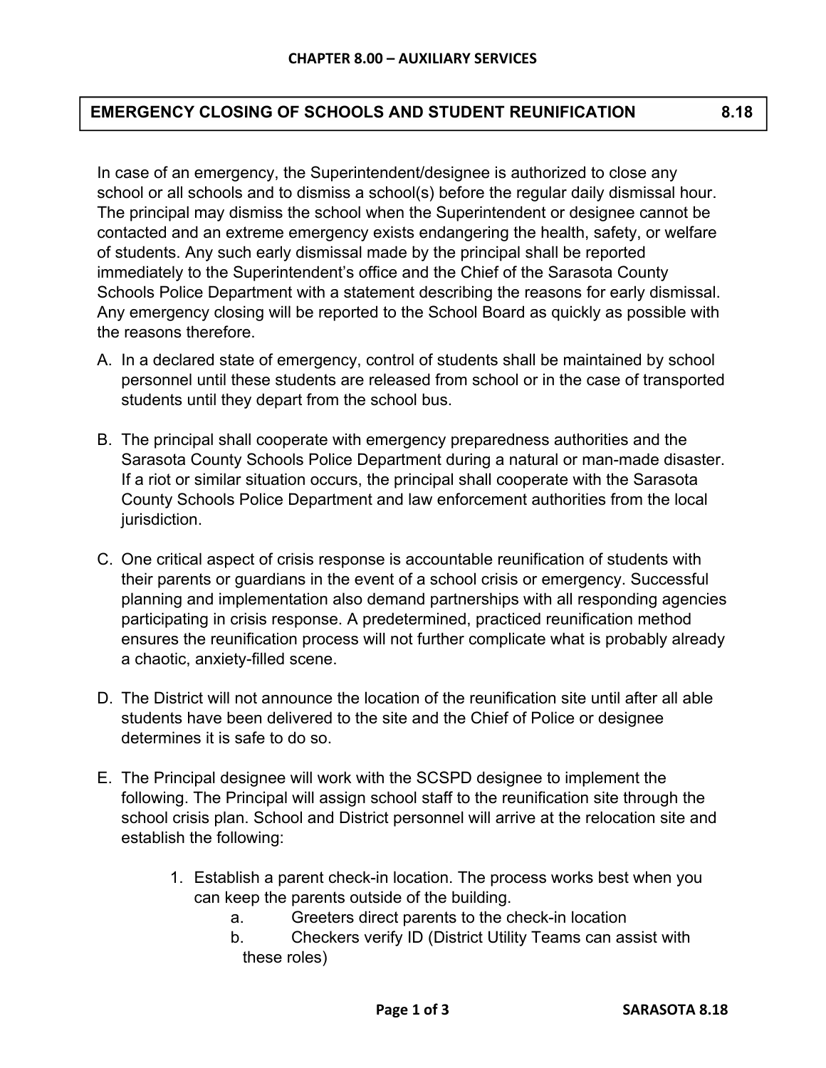# CHAPTER 8.00 – AUXILIARY SERVICES

## EMERGENCY CLOSING OF SCHOOLS AND STUDENT REUNIFICATION 8.18

In case of an emergency, the Superintendent/designee is authorized to close any school or all schools and to dismiss a school(s) before the regular daily dismissal hour. The principal may dismiss the school when the Superintendent or designee cannot be contacted and an extreme emergency exists endangering the health, safety, or welfare of students. Any such early dismissal made by the principal shall be reported immediately to the Superintendent's office and the Chief of the Sarasota County Schools Police Department with a statement describing the reasons for early dismissal. Any emergency closing will be reported to the School Board as quickly as possible with the reasons therefore.

A. In a declared state of emergency, control of students shall be maintained by school personnel until these students are released from school or in the case of transported students until they depart from the school bus.

B. The principal shall cooperate with emergency preparedness authorities and the Sarasota County Schools Police Department during a natural or man-made disaster. If a riot or similar situation occurs, the principal shall cooperate with the Sarasota County Schools Police Department and law enforcement authorities from the local jurisdiction.

C. One critical aspect of crisis response is accountable reunification of students with their parents or guardians in the event of a school crisis or emergency. Successful planning and implementation also demand partnerships with all responding agencies participating in crisis response. A predetermined, practiced reunification method ensures the reunification process will not further complicate what is probably already a chaotic, anxiety-filled scene.

D. The District will not announce the location of the reunification site until after all able students have been delivered to the site and the Chief of Police or designee determines it is safe to do so.

E. The Principal designee will work with the SCSPD designee to implement the following. The Principal will assign school staff to the reunification site through the school crisis plan. School and District personnel will arrive at the relocation site and establish the following:

    1. Establish a parent check-in location. The process works best when you can keep the parents outside of the building.
        a. Greeters direct parents to the check-in location
        b. Checkers verify ID (District Utility Teams can assist with these roles)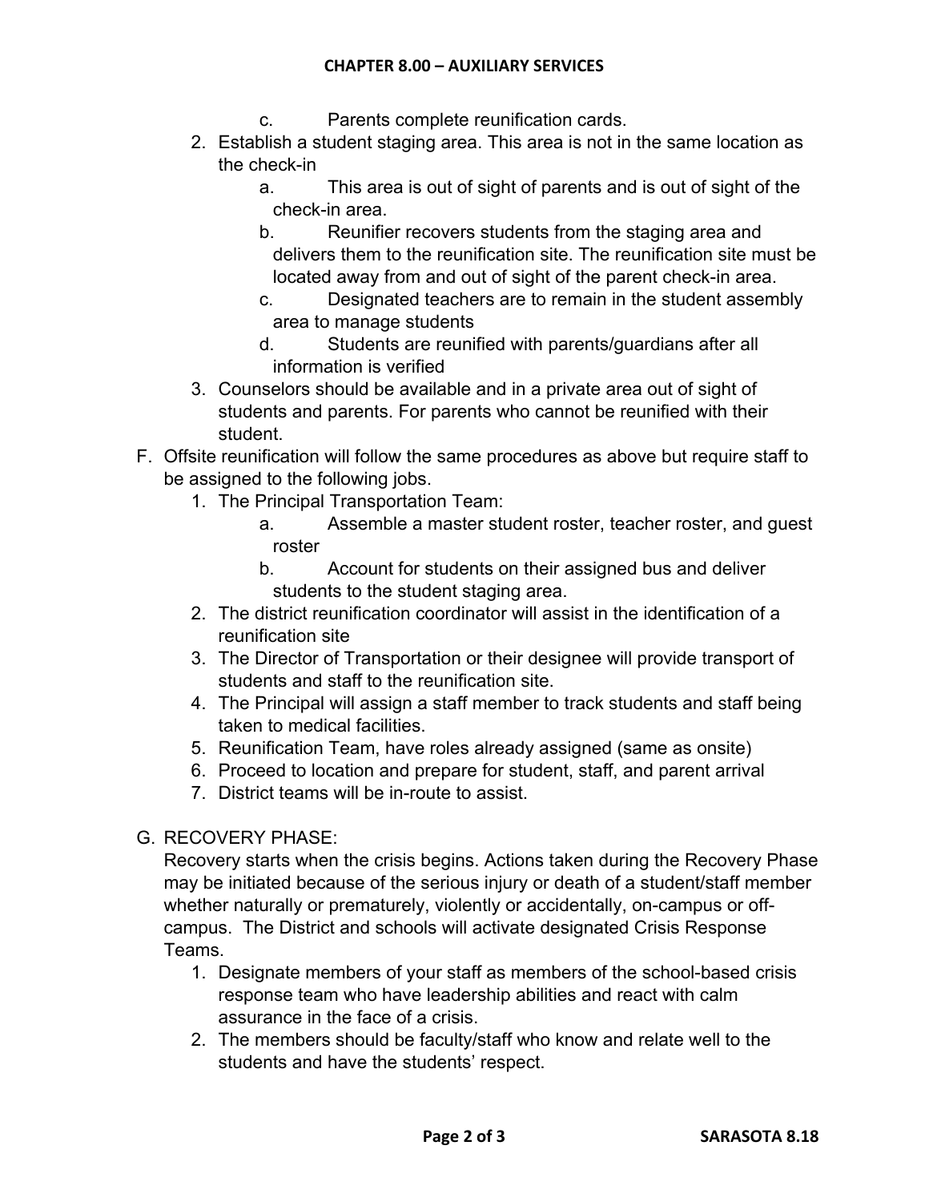c. Parents complete reunification cards.

2. Establish a student staging area. This area is not in the same location as the check-in
   a. This area is out of sight of parents and is out of sight of the check-in area.
   b. Reunifier recovers students from the staging area and delivers them to the reunification site. The reunification site must be located away from and out of sight of the parent check-in area.
   c. Designated teachers are to remain in the student assembly area to manage students
   d. Students are reunified with parents/guardians after all information is verified
3. Counselors should be available and in a private area out of sight of students and parents. For parents who cannot be reunified with their student.

F. Offsite reunification will follow the same procedures as above but require staff to be assigned to the following jobs.
   1. The Principal Transportation Team:
      a. Assemble a master student roster, teacher roster, and guest roster
      b. Account for students on their assigned bus and deliver students to the student staging area.
   2. The district reunification coordinator will assist in the identification of a reunification site
   3. The Director of Transportation or their designee will provide transport of students and staff to the reunification site.
   4. The Principal will assign a staff member to track students and staff being taken to medical facilities.
   5. Reunification Team, have roles already assigned (same as onsite)
   6. Proceed to location and prepare for student, staff, and parent arrival
   7. District teams will be in-route to assist.

G. RECOVERY PHASE:
   Recovery starts when the crisis begins. Actions taken during the Recovery Phase may be initiated because of the serious injury or death of a student/staff member whether naturally or prematurely, violently or accidentally, on-campus or off-campus. The District and schools will activate designated Crisis Response Teams.
   1. Designate members of your staff as members of the school-based crisis response team who have leadership abilities and react with calm assurance in the face of a crisis.
   2. The members should be faculty/staff who know and relate well to the students and have the students' respect.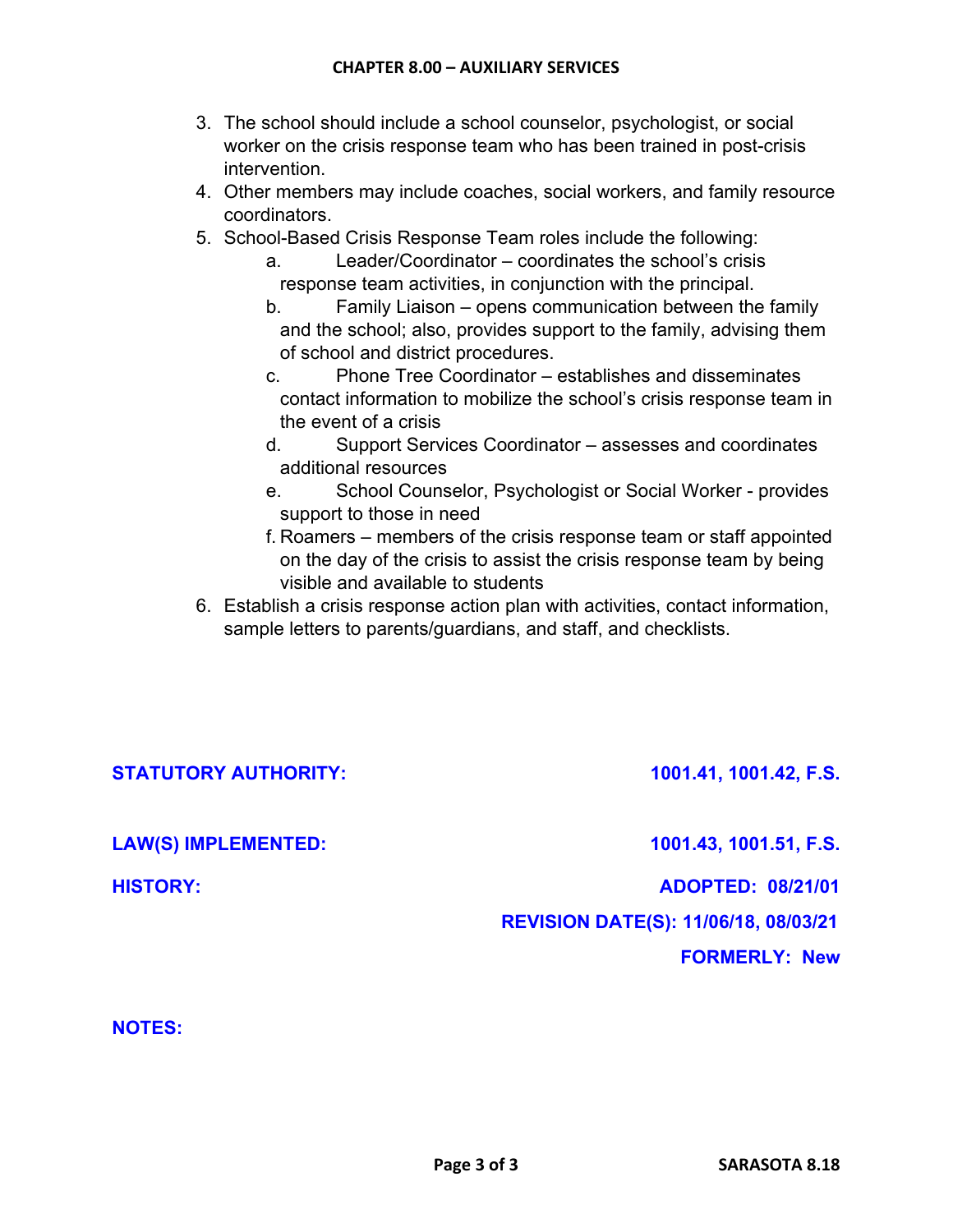3. The school should include a school counselor, psychologist, or social worker on the crisis response team who has been trained in post-crisis intervention.
4. Other members may include coaches, social workers, and family resource coordinators.
5. School-Based Crisis Response Team roles include the following:
   a. Leader/Coordinator – coordinates the school's crisis response team activities, in conjunction with the principal.
   b. Family Liaison – opens communication between the family and the school; also, provides support to the family, advising them of school and district procedures.
   c. Phone Tree Coordinator – establishes and disseminates contact information to mobilize the school's crisis response team in the event of a crisis
   d. Support Services Coordinator – assesses and coordinates additional resources
   e. School Counselor, Psychologist or Social Worker - provides support to those in need
   f. Roamers – members of the crisis response team or staff appointed on the day of the crisis to assist the crisis response team by being visible and available to students
6. Establish a crisis response action plan with activities, contact information, sample letters to parents/guardians, and staff, and checklists.

**STATUTORY AUTHORITY:** **1001.41, 1001.42, F.S.**

**LAW(S) IMPLEMENTED:** **1001.43, 1001.51, F.S.**

**HISTORY:** **ADOPTED: 08/21/01**

**REVISION DATE(S): 11/06/18, 08/03/21**

**FORMERLY: New**

**NOTES:**